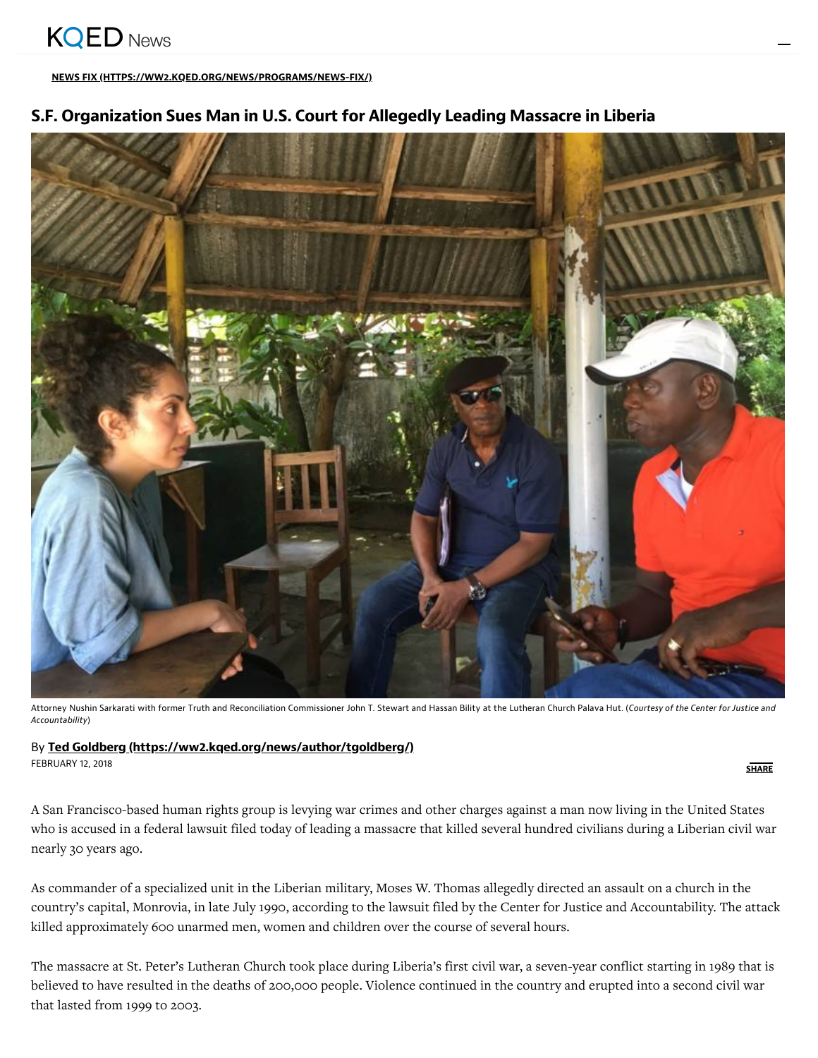KQED News

NEWS FIX (HTTPS://WW2.KQED.ORG/NEWS/PROGRAMS/NEWS-FIX/)

# S.F. Organization Sues Man in U.S. Court for Allegedly Leading Massacre in Liberia

Attorney Nushin Sarkarati with former Truth and Reconciliation Commissioner John T. Stewart and Hassan Bility at the Lutheran Church Palava Hut. (*Courtesy of the Center for Justice and Accountability*)

By **Ted Goldberg (https://ww2.kqed.org/news/author/tgoldberg/)**
FEBRUARY 12, 2018

SHARE

A San Francisco-based human rights group is levying war crimes and other charges against a man now living in the United States who is accused in a federal lawsuit filed today of leading a massacre that killed several hundred civilians during a Liberian civil war nearly 30 years ago.

As commander of a specialized unit in the Liberian military, Moses W. Thomas allegedly directed an assault on a church in the country's capital, Monrovia, in late July 1990, according to the lawsuit filed by the Center for Justice and Accountability. The attack killed approximately 600 unarmed men, women and children over the course of several hours.

The massacre at St. Peter's Lutheran Church took place during Liberia's first civil war, a seven-year conflict starting in 1989 that is believed to have resulted in the deaths of 200,000 people. Violence continued in the country and erupted into a second civil war that lasted from 1999 to 2003.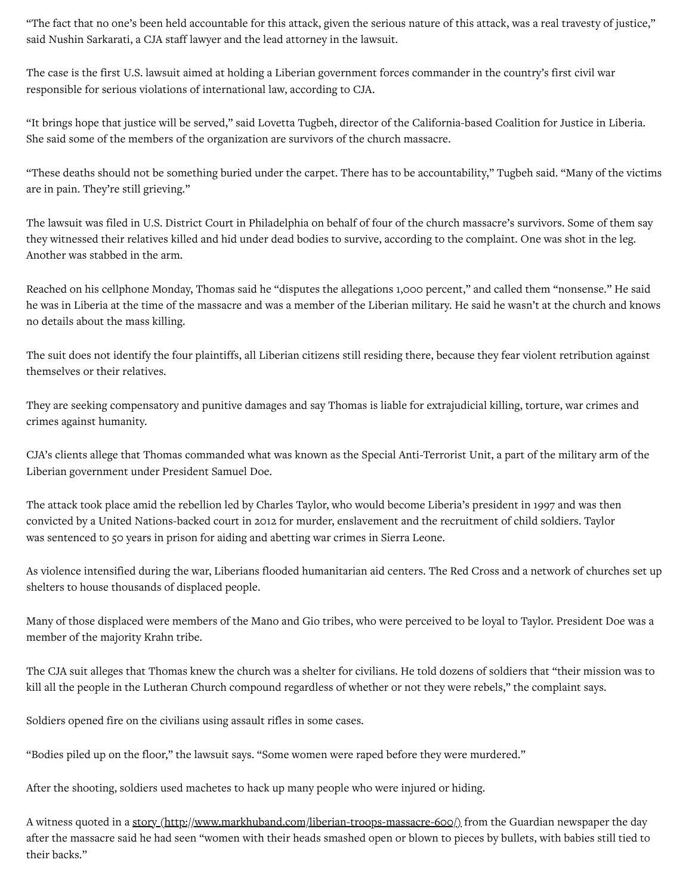“The fact that no one’s been held accountable for this attack, given the serious nature of this attack, was a real travesty of justice,” said Nushin Sarkarati, a CJA staff lawyer and the lead attorney in the lawsuit.

The case is the first U.S. lawsuit aimed at holding a Liberian government forces commander in the country’s first civil war responsible for serious violations of international law, according to CJA.

“It brings hope that justice will be served,” said Lovetta Tugbeh, director of the California-based Coalition for Justice in Liberia. She said some of the members of the organization are survivors of the church massacre.

“These deaths should not be something buried under the carpet. There has to be accountability,” Tugbeh said. “Many of the victims are in pain. They’re still grieving.”

The lawsuit was filed in U.S. District Court in Philadelphia on behalf of four of the church massacre’s survivors. Some of them say they witnessed their relatives killed and hid under dead bodies to survive, according to the complaint. One was shot in the leg. Another was stabbed in the arm.

Reached on his cellphone Monday, Thomas said he “disputes the allegations 1,000 percent,” and called them “nonsense.” He said he was in Liberia at the time of the massacre and was a member of the Liberian military. He said he wasn’t at the church and knows no details about the mass killing.

The suit does not identify the four plaintiffs, all Liberian citizens still residing there, because they fear violent retribution against themselves or their relatives.

They are seeking compensatory and punitive damages and say Thomas is liable for extrajudicial killing, torture, war crimes and crimes against humanity.

CJA’s clients allege that Thomas commanded what was known as the Special Anti-Terrorist Unit, a part of the military arm of the Liberian government under President Samuel Doe.

The attack took place amid the rebellion led by Charles Taylor, who would become Liberia’s president in 1997 and was then convicted by a United Nations-backed court in 2012 for murder, enslavement and the recruitment of child soldiers. Taylor was sentenced to 50 years in prison for aiding and abetting war crimes in Sierra Leone.

As violence intensified during the war, Liberians flooded humanitarian aid centers. The Red Cross and a network of churches set up shelters to house thousands of displaced people.

Many of those displaced were members of the Mano and Gio tribes, who were perceived to be loyal to Taylor. President Doe was a member of the majority Krahn tribe.

The CJA suit alleges that Thomas knew the church was a shelter for civilians. He told dozens of soldiers that “their mission was to kill all the people in the Lutheran Church compound regardless of whether or not they were rebels,” the complaint says.

Soldiers opened fire on the civilians using assault rifles in some cases.

“Bodies piled up on the floor,” the lawsuit says. “Some women were raped before they were murdered.”

After the shooting, soldiers used machetes to hack up many people who were injured or hiding.

A witness quoted in a story (http://www.markhuband.com/liberian-troops-massacre-600/) from the Guardian newspaper the day after the massacre said he had seen “women with their heads smashed open or blown to pieces by bullets, with babies still tied to their backs.”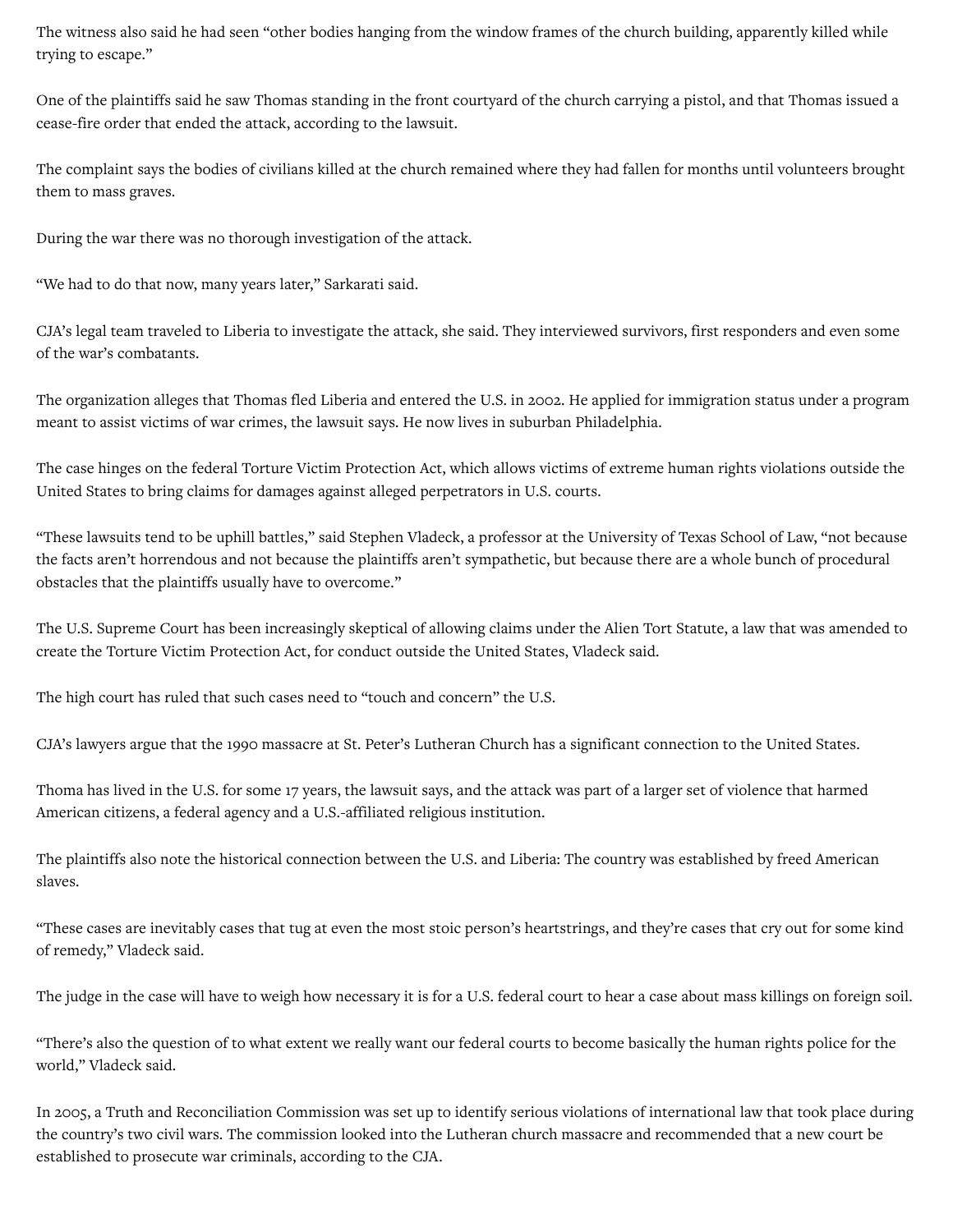The witness also said he had seen “other bodies hanging from the window frames of the church building, apparently killed while trying to escape.”

One of the plaintiffs said he saw Thomas standing in the front courtyard of the church carrying a pistol, and that Thomas issued a cease-fire order that ended the attack, according to the lawsuit.

The complaint says the bodies of civilians killed at the church remained where they had fallen for months until volunteers brought them to mass graves.

During the war there was no thorough investigation of the attack.

“We had to do that now, many years later,” Sarkarati said.

CJA’s legal team traveled to Liberia to investigate the attack, she said. They interviewed survivors, first responders and even some of the war’s combatants.

The organization alleges that Thomas fled Liberia and entered the U.S. in 2002. He applied for immigration status under a program meant to assist victims of war crimes, the lawsuit says. He now lives in suburban Philadelphia.

The case hinges on the federal Torture Victim Protection Act, which allows victims of extreme human rights violations outside the United States to bring claims for damages against alleged perpetrators in U.S. courts.

“These lawsuits tend to be uphill battles,” said Stephen Vladeck, a professor at the University of Texas School of Law, “not because the facts aren’t horrendous and not because the plaintiffs aren’t sympathetic, but because there are a whole bunch of procedural obstacles that the plaintiffs usually have to overcome.”

The U.S. Supreme Court has been increasingly skeptical of allowing claims under the Alien Tort Statute, a law that was amended to create the Torture Victim Protection Act, for conduct outside the United States, Vladeck said.

The high court has ruled that such cases need to “touch and concern” the U.S.

CJA’s lawyers argue that the 1990 massacre at St. Peter’s Lutheran Church has a significant connection to the United States.

Thoma has lived in the U.S. for some 17 years, the lawsuit says, and the attack was part of a larger set of violence that harmed American citizens, a federal agency and a U.S.-affiliated religious institution.

The plaintiffs also note the historical connection between the U.S. and Liberia: The country was established by freed American slaves.

“These cases are inevitably cases that tug at even the most stoic person’s heartstrings, and they’re cases that cry out for some kind of remedy,” Vladeck said.

The judge in the case will have to weigh how necessary it is for a U.S. federal court to hear a case about mass killings on foreign soil.

“There’s also the question of to what extent we really want our federal courts to become basically the human rights police for the world,” Vladeck said.

In 2005, a Truth and Reconciliation Commission was set up to identify serious violations of international law that took place during the country’s two civil wars. The commission looked into the Lutheran church massacre and recommended that a new court be established to prosecute war criminals, according to the CJA.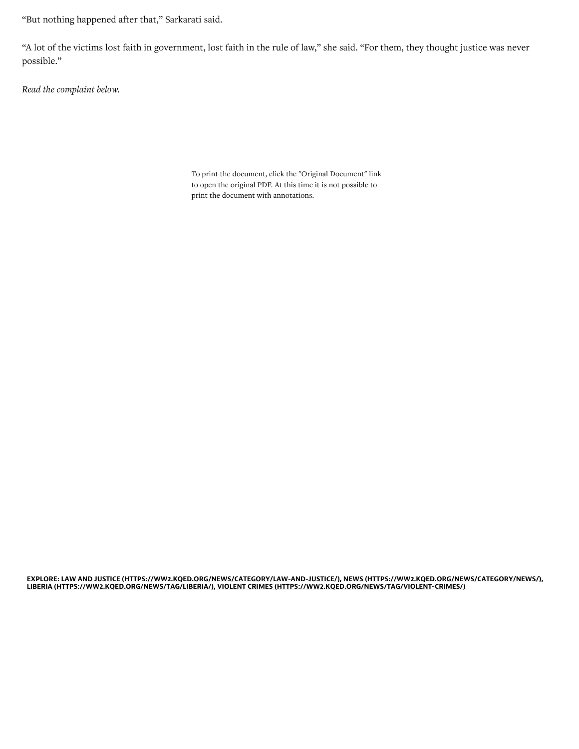"But nothing happened after that," Sarkarati said.

"A lot of the victims lost faith in government, lost faith in the rule of law," she said. "For them, they thought justice was never possible."

*Read the complaint below.*

To print the document, click the "Original Document" link to open the original PDF. At this time it is not possible to print the document with annotations.

**EXPLORE: LAW AND JUSTICE (HTTPS://WW2.KQED.ORG/NEWS/CATEGORY/LAW-AND-JUSTICE/), NEWS (HTTPS://WW2.KQED.ORG/NEWS/CATEGORY/NEWS/), LIBERIA (HTTPS://WW2.KQED.ORG/NEWS/TAG/LIBERIA/), VIOLENT CRIMES (HTTPS://WW2.KQED.ORG/NEWS/TAG/VIOLENT-CRIMES/)**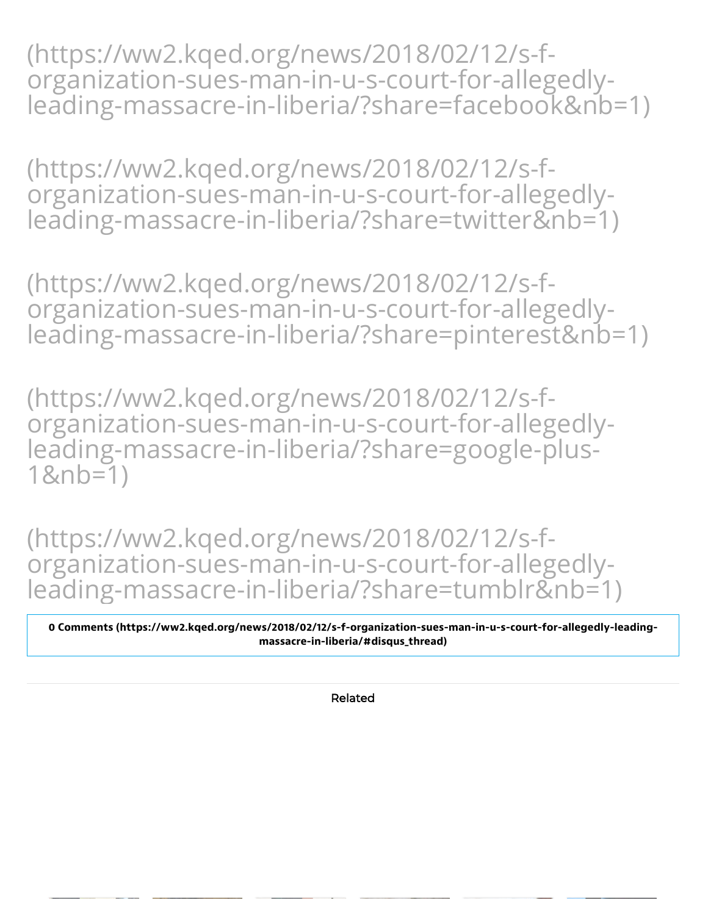(https://ww2.kqed.org/news/2018/02/12/s-f-organization-sues-man-in-u-s-court-for-allegedly-leading-massacre-in-liberia/?share=facebook&nb=1)

(https://ww2.kqed.org/news/2018/02/12/s-f-organization-sues-man-in-u-s-court-for-allegedly-leading-massacre-in-liberia/?share=twitter&nb=1)

(https://ww2.kqed.org/news/2018/02/12/s-f-organization-sues-man-in-u-s-court-for-allegedly-leading-massacre-in-liberia/?share=pinterest&nb=1)

(https://ww2.kqed.org/news/2018/02/12/s-f-organization-sues-man-in-u-s-court-for-allegedly-leading-massacre-in-liberia/?share=google-plus-1&nb=1)

(https://ww2.kqed.org/news/2018/02/12/s-f-organization-sues-man-in-u-s-court-for-allegedly-leading-massacre-in-liberia/?share=tumblr&nb=1)

**0 Comments (https://ww2.kqed.org/news/2018/02/12/s-f-organization-sues-man-in-u-s-court-for-allegedly-leading-massacre-in-liberia/#disqus_thread)**

Related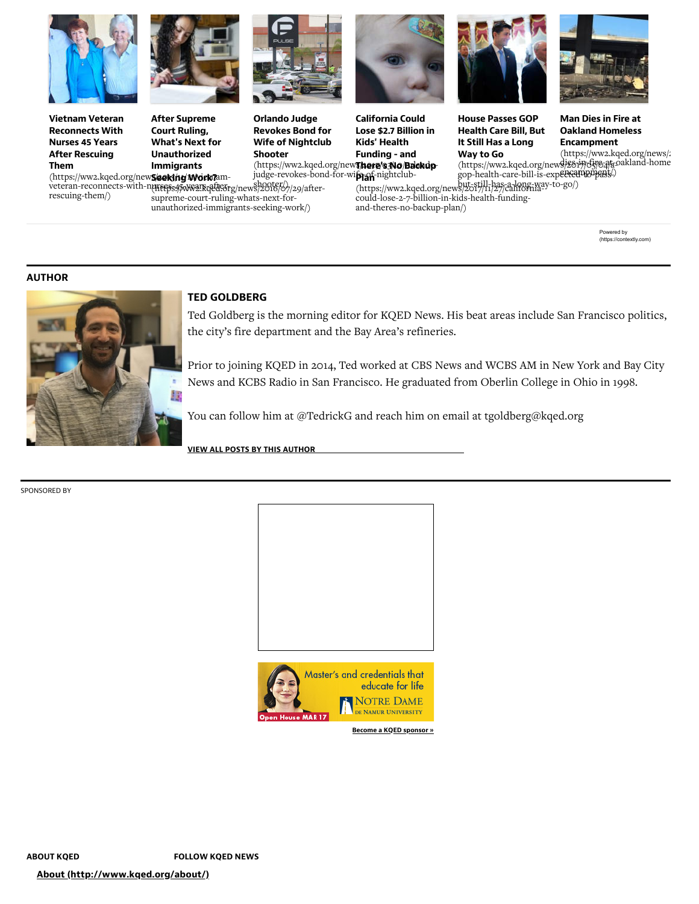**Vietnam Veteran Reconnects With Nurses 45 Years After Rescuing Them**
(https://ww2.kqed.org/news/...veteran-reconnects-with-nurses-45-years-after-rescuing-them/)

**After Supreme Court Ruling, What's Next for Unauthorized Immigrants Seeking Work?**
(https://ww2.kqed.org/news/2016/07/29/after-supreme-court-ruling-whats-next-for-unauthorized-immigrants-seeking-work/)

**Orlando Judge Revokes Bond for Wife of Nightclub Shooter**
(https://ww2.kqed.org/news/...judge-revokes-bond-for-wife-of-nightclub-shooter/)

**California Could Lose $2.7 Billion in Kids' Health Funding - and There's No Backup Plan**
(https://ww2.kqed.org/news/2017/11/27/california-could-lose-2-7-billion-in-kids-health-funding-and-theres-no-backup-plan/)

**House Passes GOP Health Care Bill, But It Still Has a Long Way to Go**
(https://ww2.kqed.org/news/2017/05/04/...gop-health-care-bill-is-expected-to-pass-but-still-has-a-long-way-to-go/)

**Man Dies in Fire at Oakland Homeless Encampment**
(https://ww2.kqed.org/news/...dies-in-fire-at-oakland-homeless-encampment/)

Powered by (https://contextly.com)

## AUTHOR

### TED GOLDBERG

Ted Goldberg is the morning editor for KQED News. His beat areas include San Francisco politics, the city's fire department and the Bay Area's refineries.

Prior to joining KQED in 2014, Ted worked at CBS News and WCBS AM in New York and Bay City News and KCBS Radio in San Francisco. He graduated from Oberlin College in Ohio in 1998.

You can follow him at @TedrickG and reach him on email at tgoldberg@kqed.org

**VIEW ALL POSTS BY THIS AUTHOR**

SPONSORED BY

**Become a KQED sponsor »**

**ABOUT KQED**

**FOLLOW KQED NEWS**

**About (http://www.kqed.org/about/)**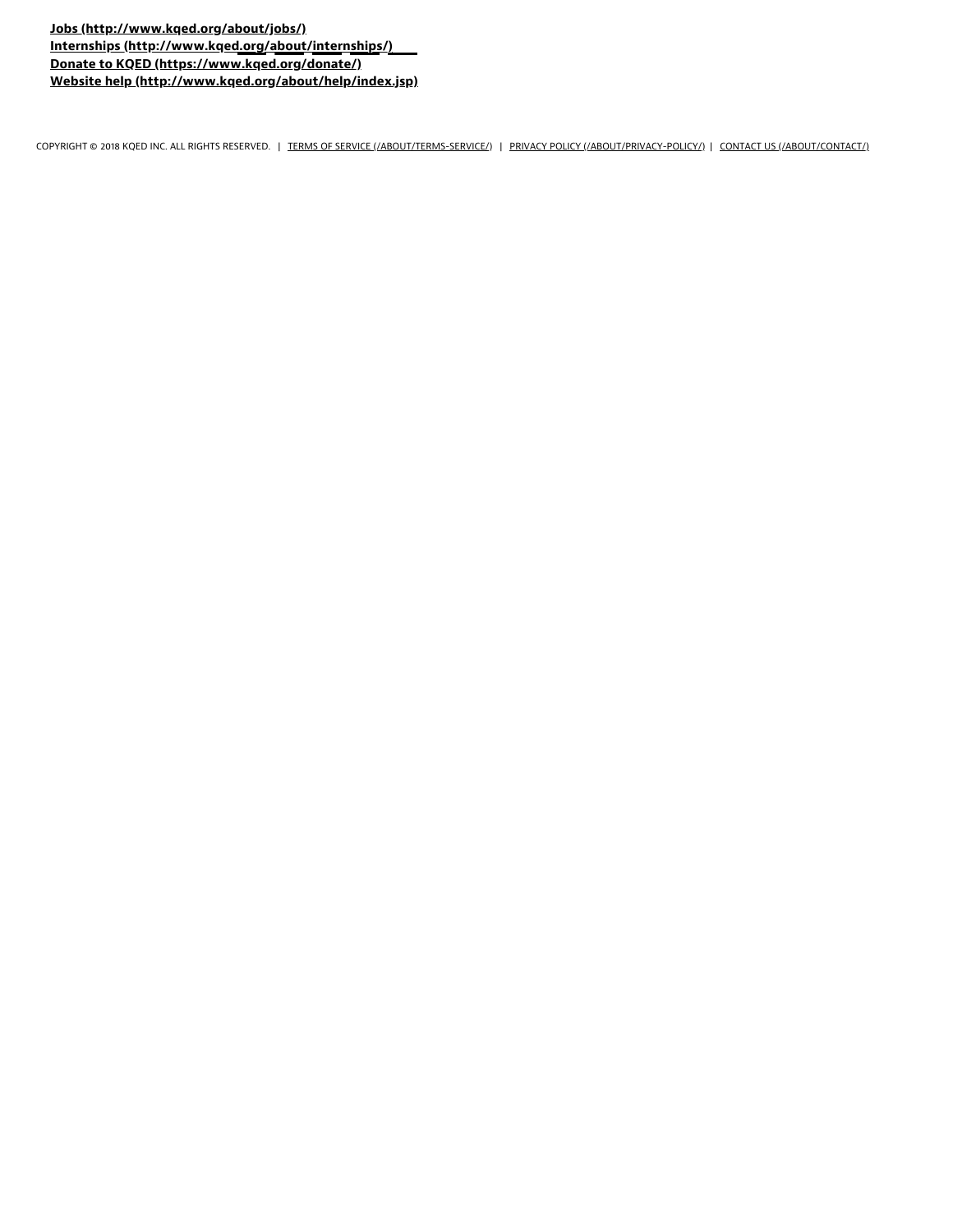**Jobs (http://www.kqed.org/about/jobs/)**
**Internships (http://www.kqed.org/about/internships/)**
**Donate to KQED (https://www.kqed.org/donate/)**
**Website help (http://www.kqed.org/about/help/index.jsp)**

COPYRIGHT © 2018 KQED INC. ALL RIGHTS RESERVED. | TERMS OF SERVICE (/ABOUT/TERMS-SERVICE/) | PRIVACY POLICY (/ABOUT/PRIVACY-POLICY/) | CONTACT US (/ABOUT/CONTACT/)